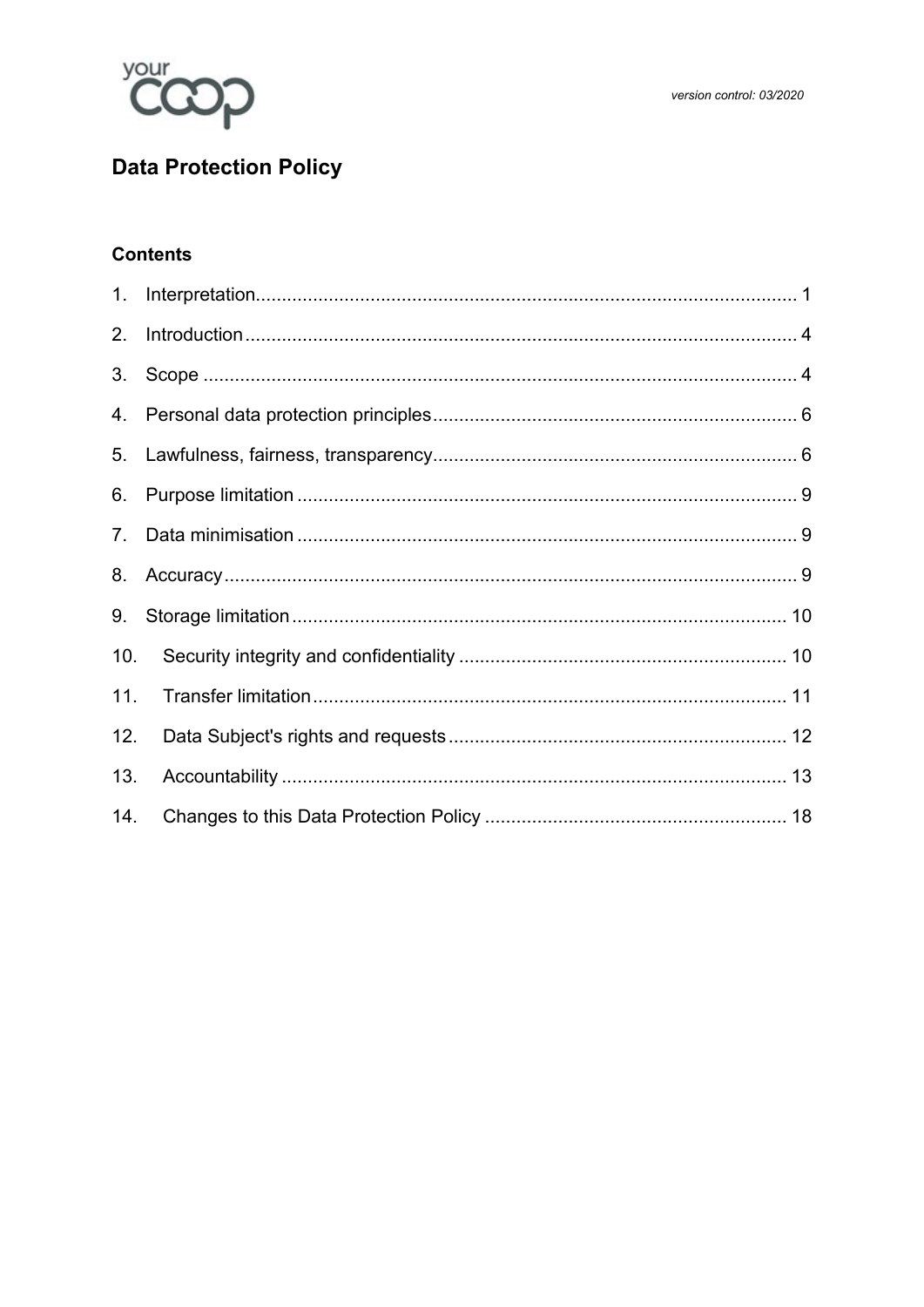version control: 03/2020

# Data Protection Policy

## Contents

1. Interpretation ..... 1
2. Introduction ..... 4
3. Scope ..... 4
4. Personal data protection principles ..... 6
5. Lawfulness, fairness, transparency ..... 6
6. Purpose limitation ..... 9
7. Data minimisation ..... 9
8. Accuracy ..... 9
9. Storage limitation ..... 10
10. Security integrity and confidentiality ..... 10
11. Transfer limitation ..... 11
12. Data Subject's rights and requests ..... 12
13. Accountability ..... 13
14. Changes to this Data Protection Policy ..... 18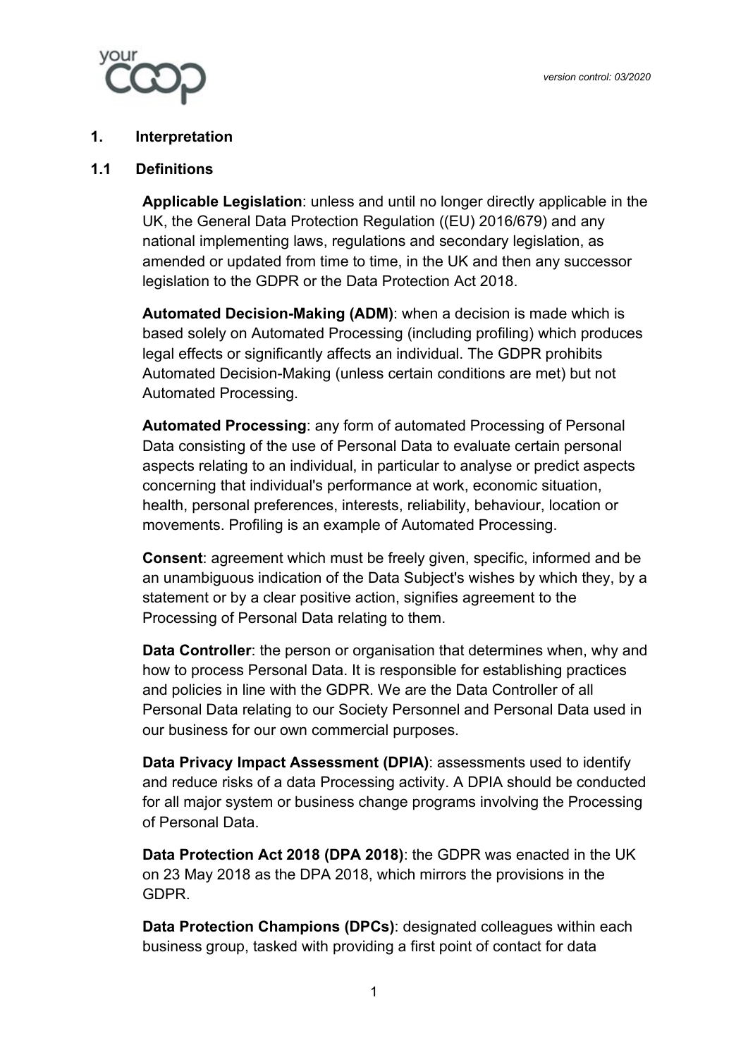## 1. Interpretation

### 1.1 Definitions

**Applicable Legislation**: unless and until no longer directly applicable in the UK, the General Data Protection Regulation ((EU) 2016/679) and any national implementing laws, regulations and secondary legislation, as amended or updated from time to time, in the UK and then any successor legislation to the GDPR or the Data Protection Act 2018.

**Automated Decision-Making (ADM)**: when a decision is made which is based solely on Automated Processing (including profiling) which produces legal effects or significantly affects an individual. The GDPR prohibits Automated Decision-Making (unless certain conditions are met) but not Automated Processing.

**Automated Processing**: any form of automated Processing of Personal Data consisting of the use of Personal Data to evaluate certain personal aspects relating to an individual, in particular to analyse or predict aspects concerning that individual's performance at work, economic situation, health, personal preferences, interests, reliability, behaviour, location or movements. Profiling is an example of Automated Processing.

**Consent**: agreement which must be freely given, specific, informed and be an unambiguous indication of the Data Subject's wishes by which they, by a statement or by a clear positive action, signifies agreement to the Processing of Personal Data relating to them.

**Data Controller**: the person or organisation that determines when, why and how to process Personal Data. It is responsible for establishing practices and policies in line with the GDPR. We are the Data Controller of all Personal Data relating to our Society Personnel and Personal Data used in our business for our own commercial purposes.

**Data Privacy Impact Assessment (DPIA)**: assessments used to identify and reduce risks of a data Processing activity. A DPIA should be conducted for all major system or business change programs involving the Processing of Personal Data.

**Data Protection Act 2018 (DPA 2018)**: the GDPR was enacted in the UK on 23 May 2018 as the DPA 2018, which mirrors the provisions in the GDPR.

**Data Protection Champions (DPCs)**: designated colleagues within each business group, tasked with providing a first point of contact for data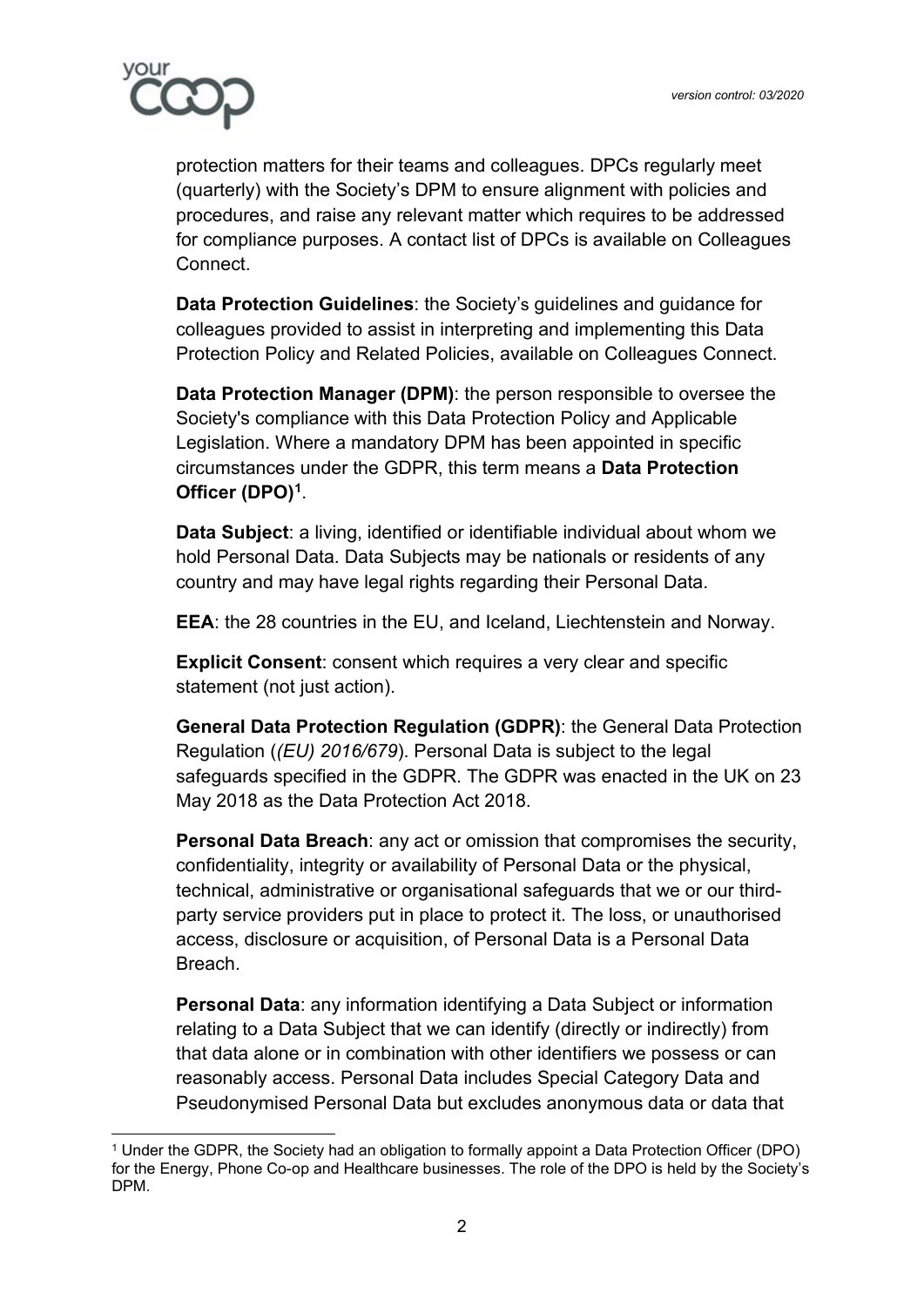protection matters for their teams and colleagues. DPCs regularly meet (quarterly) with the Society's DPM to ensure alignment with policies and procedures, and raise any relevant matter which requires to be addressed for compliance purposes. A contact list of DPCs is available on Colleagues Connect.

**Data Protection Guidelines**: the Society's guidelines and guidance for colleagues provided to assist in interpreting and implementing this Data Protection Policy and Related Policies, available on Colleagues Connect.

**Data Protection Manager (DPM)**: the person responsible to oversee the Society's compliance with this Data Protection Policy and Applicable Legislation. Where a mandatory DPM has been appointed in specific circumstances under the GDPR, this term means a **Data Protection Officer (DPO)[1]**.

**Data Subject**: a living, identified or identifiable individual about whom we hold Personal Data. Data Subjects may be nationals or residents of any country and may have legal rights regarding their Personal Data.

**EEA**: the 28 countries in the EU, and Iceland, Liechtenstein and Norway.

**Explicit Consent**: consent which requires a very clear and specific statement (not just action).

**General Data Protection Regulation (GDPR)**: the General Data Protection Regulation (*(EU) 2016/679*). Personal Data is subject to the legal safeguards specified in the GDPR. The GDPR was enacted in the UK on 23 May 2018 as the Data Protection Act 2018.

**Personal Data Breach**: any act or omission that compromises the security, confidentiality, integrity or availability of Personal Data or the physical, technical, administrative or organisational safeguards that we or our third-party service providers put in place to protect it. The loss, or unauthorised access, disclosure or acquisition, of Personal Data is a Personal Data Breach.

**Personal Data**: any information identifying a Data Subject or information relating to a Data Subject that we can identify (directly or indirectly) from that data alone or in combination with other identifiers we possess or can reasonably access. Personal Data includes Special Category Data and Pseudonymised Personal Data but excludes anonymous data or data that

---

[1] Under the GDPR, the Society had an obligation to formally appoint a Data Protection Officer (DPO) for the Energy, Phone Co-op and Healthcare businesses. The role of the DPO is held by the Society's DPM.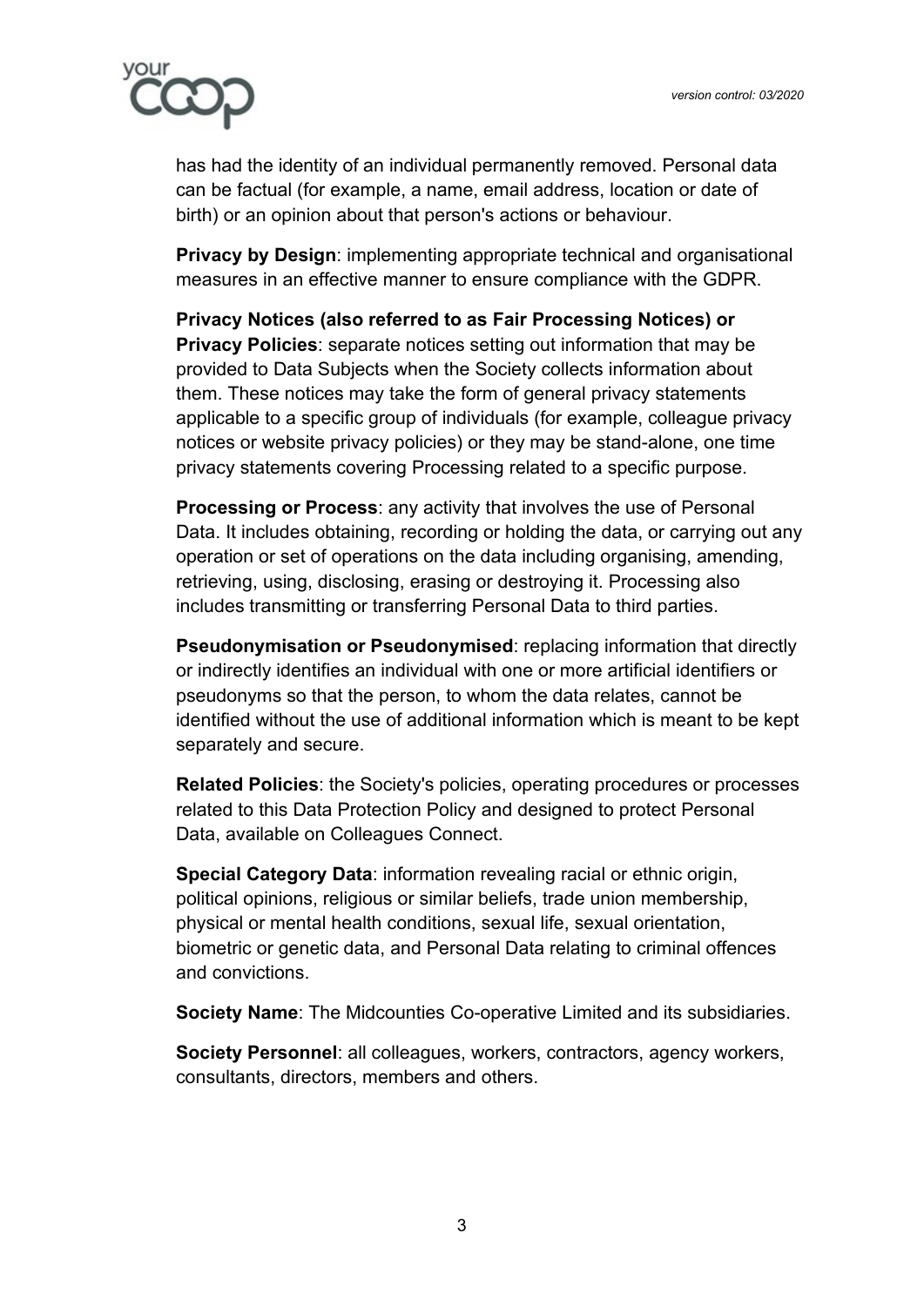has had the identity of an individual permanently removed. Personal data can be factual (for example, a name, email address, location or date of birth) or an opinion about that person's actions or behaviour.

**Privacy by Design**: implementing appropriate technical and organisational measures in an effective manner to ensure compliance with the GDPR.

**Privacy Notices (also referred to as Fair Processing Notices) or Privacy Policies**: separate notices setting out information that may be provided to Data Subjects when the Society collects information about them. These notices may take the form of general privacy statements applicable to a specific group of individuals (for example, colleague privacy notices or website privacy policies) or they may be stand-alone, one time privacy statements covering Processing related to a specific purpose.

**Processing or Process**: any activity that involves the use of Personal Data. It includes obtaining, recording or holding the data, or carrying out any operation or set of operations on the data including organising, amending, retrieving, using, disclosing, erasing or destroying it. Processing also includes transmitting or transferring Personal Data to third parties.

**Pseudonymisation or Pseudonymised**: replacing information that directly or indirectly identifies an individual with one or more artificial identifiers or pseudonyms so that the person, to whom the data relates, cannot be identified without the use of additional information which is meant to be kept separately and secure.

**Related Policies**: the Society's policies, operating procedures or processes related to this Data Protection Policy and designed to protect Personal Data, available on Colleagues Connect.

**Special Category Data**: information revealing racial or ethnic origin, political opinions, religious or similar beliefs, trade union membership, physical or mental health conditions, sexual life, sexual orientation, biometric or genetic data, and Personal Data relating to criminal offences and convictions.

**Society Name**: The Midcounties Co-operative Limited and its subsidiaries.

**Society Personnel**: all colleagues, workers, contractors, agency workers, consultants, directors, members and others.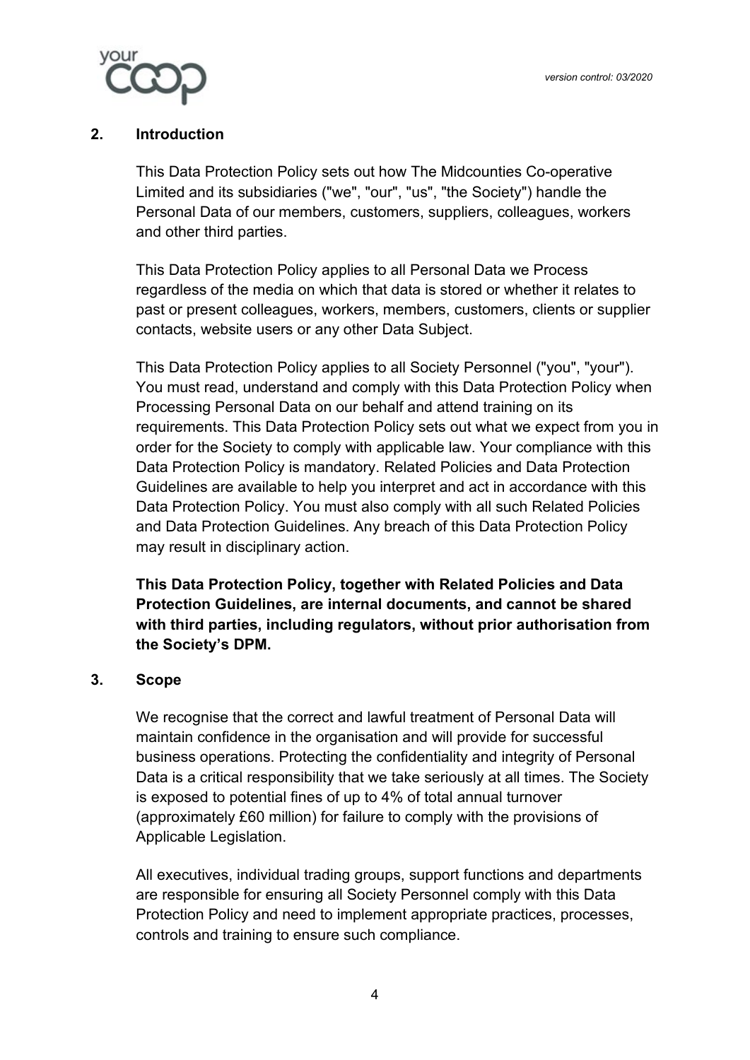## 2. Introduction

This Data Protection Policy sets out how The Midcounties Co-operative Limited and its subsidiaries ("we", "our", "us", "the Society") handle the Personal Data of our members, customers, suppliers, colleagues, workers and other third parties.

This Data Protection Policy applies to all Personal Data we Process regardless of the media on which that data is stored or whether it relates to past or present colleagues, workers, members, customers, clients or supplier contacts, website users or any other Data Subject.

This Data Protection Policy applies to all Society Personnel ("you", "your"). You must read, understand and comply with this Data Protection Policy when Processing Personal Data on our behalf and attend training on its requirements. This Data Protection Policy sets out what we expect from you in order for the Society to comply with applicable law. Your compliance with this Data Protection Policy is mandatory. Related Policies and Data Protection Guidelines are available to help you interpret and act in accordance with this Data Protection Policy. You must also comply with all such Related Policies and Data Protection Guidelines. Any breach of this Data Protection Policy may result in disciplinary action.

**This Data Protection Policy, together with Related Policies and Data Protection Guidelines, are internal documents, and cannot be shared with third parties, including regulators, without prior authorisation from the Society's DPM.**

## 3. Scope

We recognise that the correct and lawful treatment of Personal Data will maintain confidence in the organisation and will provide for successful business operations. Protecting the confidentiality and integrity of Personal Data is a critical responsibility that we take seriously at all times. The Society is exposed to potential fines of up to 4% of total annual turnover (approximately £60 million) for failure to comply with the provisions of Applicable Legislation.

All executives, individual trading groups, support functions and departments are responsible for ensuring all Society Personnel comply with this Data Protection Policy and need to implement appropriate practices, processes, controls and training to ensure such compliance.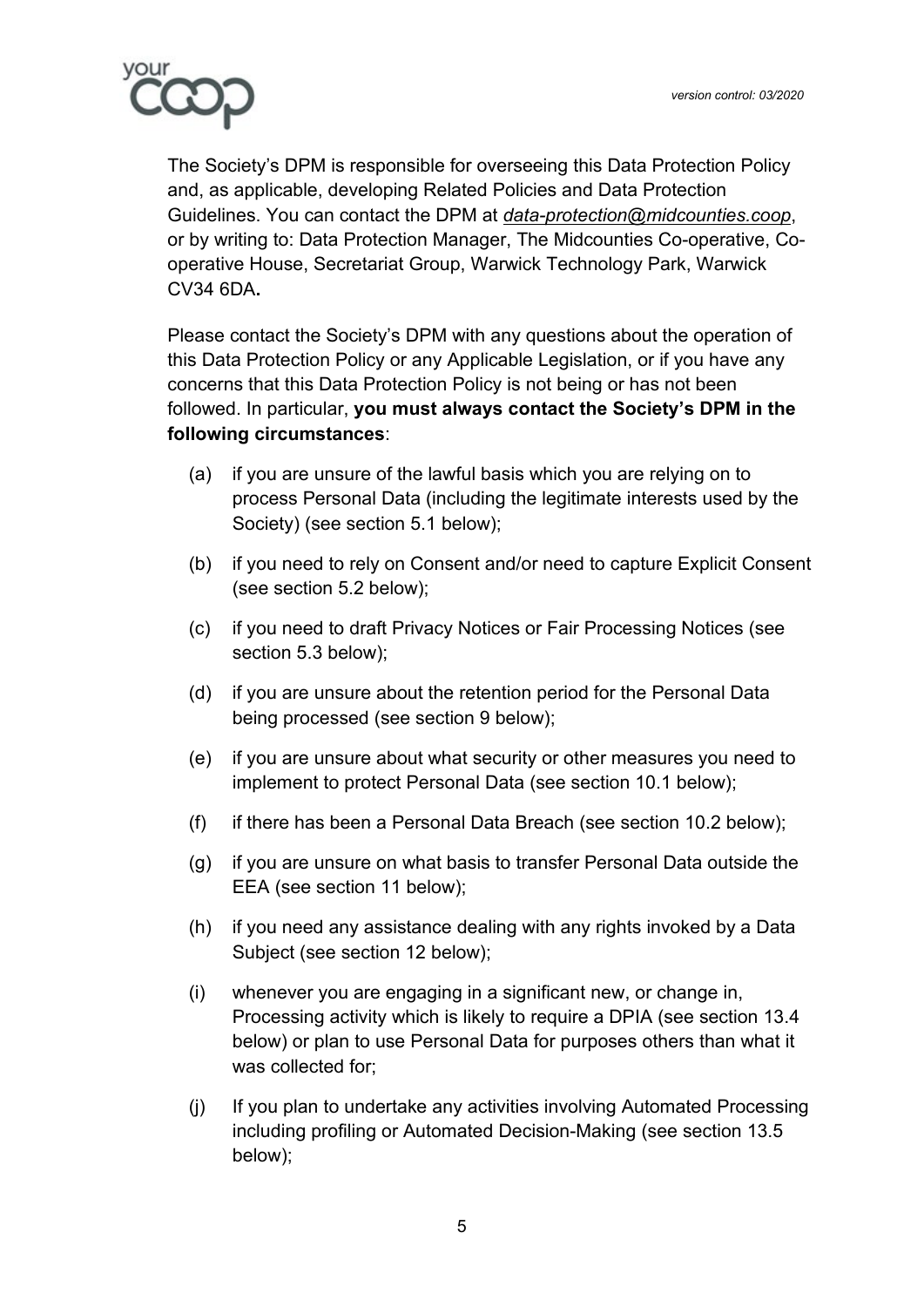The Society's DPM is responsible for overseeing this Data Protection Policy and, as applicable, developing Related Policies and Data Protection Guidelines. You can contact the DPM at *data-protection@midcounties.coop*, or by writing to: Data Protection Manager, The Midcounties Co-operative, Co-operative House, Secretariat Group, Warwick Technology Park, Warwick CV34 6DA.

Please contact the Society's DPM with any questions about the operation of this Data Protection Policy or any Applicable Legislation, or if you have any concerns that this Data Protection Policy is not being or has not been followed. In particular, **you must always contact the Society's DPM in the following circumstances**:

(a) if you are unsure of the lawful basis which you are relying on to process Personal Data (including the legitimate interests used by the Society) (see section 5.1 below);

(b) if you need to rely on Consent and/or need to capture Explicit Consent (see section 5.2 below);

(c) if you need to draft Privacy Notices or Fair Processing Notices (see section 5.3 below);

(d) if you are unsure about the retention period for the Personal Data being processed (see section 9 below);

(e) if you are unsure about what security or other measures you need to implement to protect Personal Data (see section 10.1 below);

(f) if there has been a Personal Data Breach (see section 10.2 below);

(g) if you are unsure on what basis to transfer Personal Data outside the EEA (see section 11 below);

(h) if you need any assistance dealing with any rights invoked by a Data Subject (see section 12 below);

(i) whenever you are engaging in a significant new, or change in, Processing activity which is likely to require a DPIA (see section 13.4 below) or plan to use Personal Data for purposes others than what it was collected for;

(j) If you plan to undertake any activities involving Automated Processing including profiling or Automated Decision-Making (see section 13.5 below);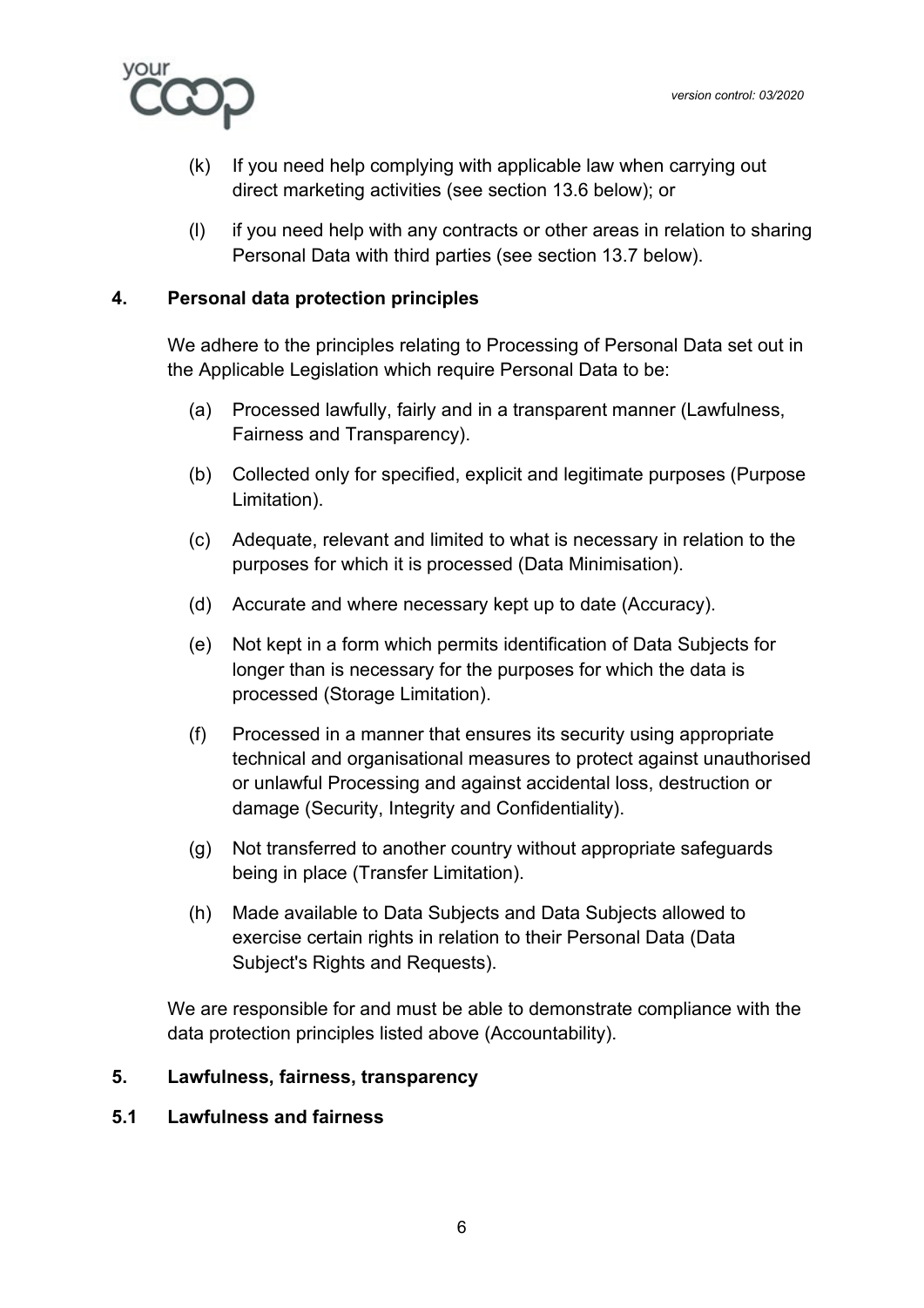(k) If you need help complying with applicable law when carrying out direct marketing activities (see section 13.6 below); or

(l) if you need help with any contracts or other areas in relation to sharing Personal Data with third parties (see section 13.7 below).

## 4. Personal data protection principles

We adhere to the principles relating to Processing of Personal Data set out in the Applicable Legislation which require Personal Data to be:

(a) Processed lawfully, fairly and in a transparent manner (Lawfulness, Fairness and Transparency).

(b) Collected only for specified, explicit and legitimate purposes (Purpose Limitation).

(c) Adequate, relevant and limited to what is necessary in relation to the purposes for which it is processed (Data Minimisation).

(d) Accurate and where necessary kept up to date (Accuracy).

(e) Not kept in a form which permits identification of Data Subjects for longer than is necessary for the purposes for which the data is processed (Storage Limitation).

(f) Processed in a manner that ensures its security using appropriate technical and organisational measures to protect against unauthorised or unlawful Processing and against accidental loss, destruction or damage (Security, Integrity and Confidentiality).

(g) Not transferred to another country without appropriate safeguards being in place (Transfer Limitation).

(h) Made available to Data Subjects and Data Subjects allowed to exercise certain rights in relation to their Personal Data (Data Subject's Rights and Requests).

We are responsible for and must be able to demonstrate compliance with the data protection principles listed above (Accountability).

## 5. Lawfulness, fairness, transparency

### 5.1 Lawfulness and fairness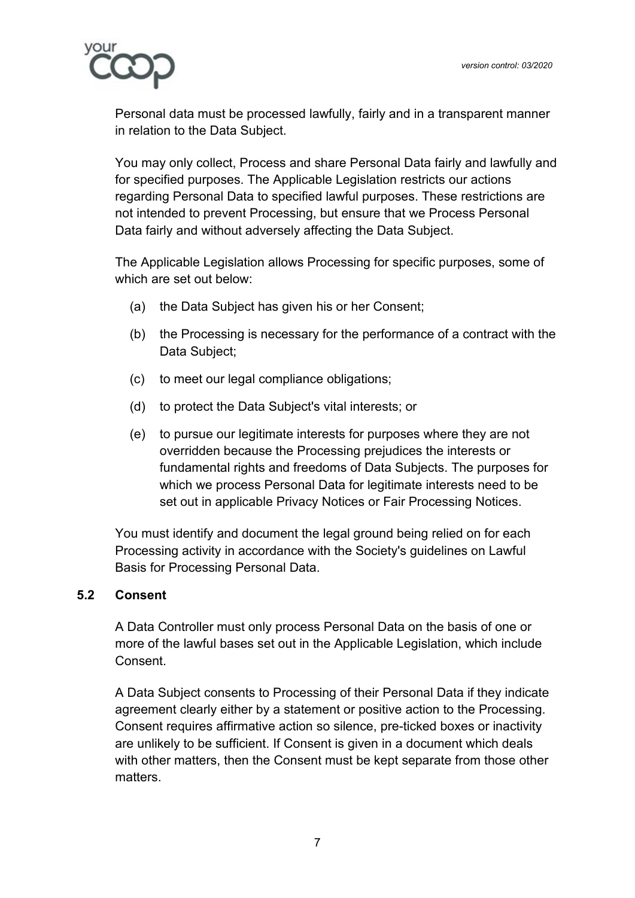Personal data must be processed lawfully, fairly and in a transparent manner in relation to the Data Subject.

You may only collect, Process and share Personal Data fairly and lawfully and for specified purposes. The Applicable Legislation restricts our actions regarding Personal Data to specified lawful purposes. These restrictions are not intended to prevent Processing, but ensure that we Process Personal Data fairly and without adversely affecting the Data Subject.

The Applicable Legislation allows Processing for specific purposes, some of which are set out below:

(a) the Data Subject has given his or her Consent;

(b) the Processing is necessary for the performance of a contract with the Data Subject;

(c) to meet our legal compliance obligations;

(d) to protect the Data Subject's vital interests; or

(e) to pursue our legitimate interests for purposes where they are not overridden because the Processing prejudices the interests or fundamental rights and freedoms of Data Subjects. The purposes for which we process Personal Data for legitimate interests need to be set out in applicable Privacy Notices or Fair Processing Notices.

You must identify and document the legal ground being relied on for each Processing activity in accordance with the Society's guidelines on Lawful Basis for Processing Personal Data.

### 5.2 Consent

A Data Controller must only process Personal Data on the basis of one or more of the lawful bases set out in the Applicable Legislation, which include Consent.

A Data Subject consents to Processing of their Personal Data if they indicate agreement clearly either by a statement or positive action to the Processing. Consent requires affirmative action so silence, pre-ticked boxes or inactivity are unlikely to be sufficient. If Consent is given in a document which deals with other matters, then the Consent must be kept separate from those other matters.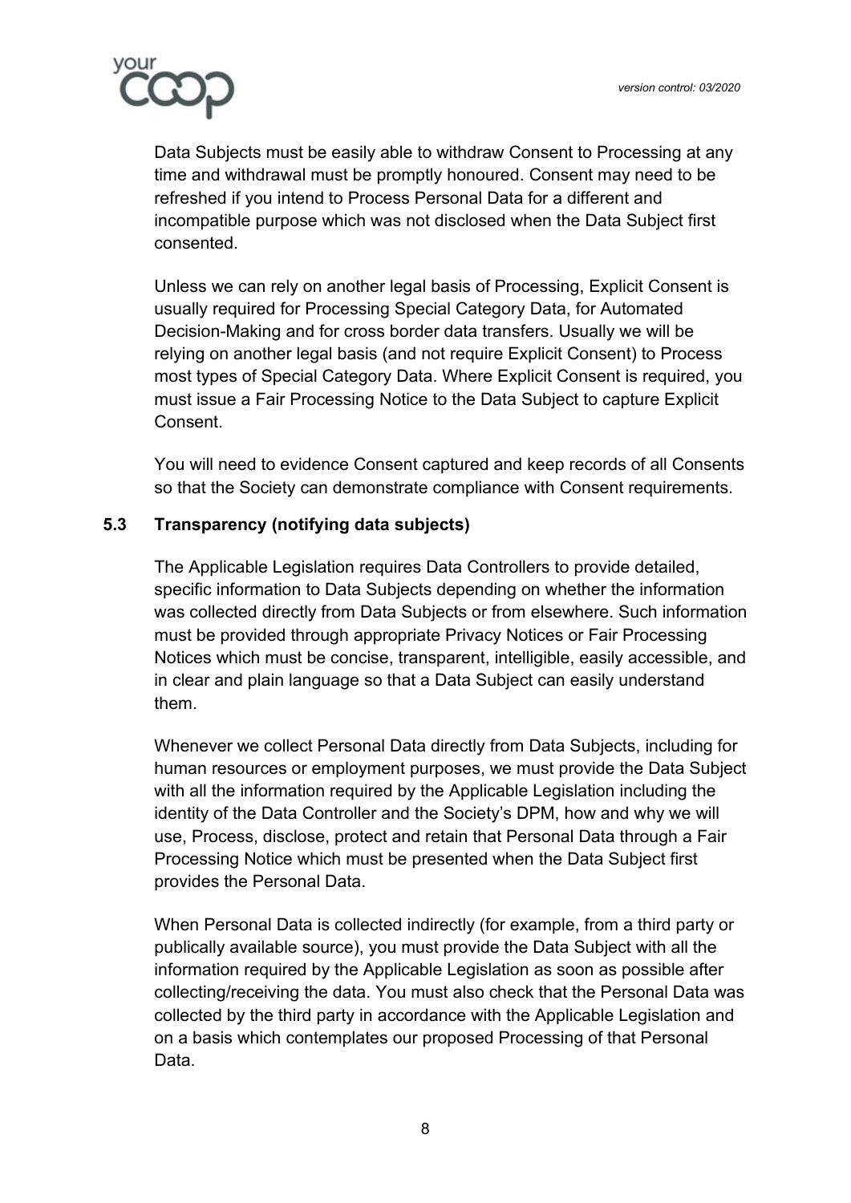Data Subjects must be easily able to withdraw Consent to Processing at any time and withdrawal must be promptly honoured. Consent may need to be refreshed if you intend to Process Personal Data for a different and incompatible purpose which was not disclosed when the Data Subject first consented.

Unless we can rely on another legal basis of Processing, Explicit Consent is usually required for Processing Special Category Data, for Automated Decision-Making and for cross border data transfers. Usually we will be relying on another legal basis (and not require Explicit Consent) to Process most types of Special Category Data. Where Explicit Consent is required, you must issue a Fair Processing Notice to the Data Subject to capture Explicit Consent.

You will need to evidence Consent captured and keep records of all Consents so that the Society can demonstrate compliance with Consent requirements.

### 5.3 Transparency (notifying data subjects)

The Applicable Legislation requires Data Controllers to provide detailed, specific information to Data Subjects depending on whether the information was collected directly from Data Subjects or from elsewhere. Such information must be provided through appropriate Privacy Notices or Fair Processing Notices which must be concise, transparent, intelligible, easily accessible, and in clear and plain language so that a Data Subject can easily understand them.

Whenever we collect Personal Data directly from Data Subjects, including for human resources or employment purposes, we must provide the Data Subject with all the information required by the Applicable Legislation including the identity of the Data Controller and the Society's DPM, how and why we will use, Process, disclose, protect and retain that Personal Data through a Fair Processing Notice which must be presented when the Data Subject first provides the Personal Data.

When Personal Data is collected indirectly (for example, from a third party or publically available source), you must provide the Data Subject with all the information required by the Applicable Legislation as soon as possible after collecting/receiving the data. You must also check that the Personal Data was collected by the third party in accordance with the Applicable Legislation and on a basis which contemplates our proposed Processing of that Personal Data.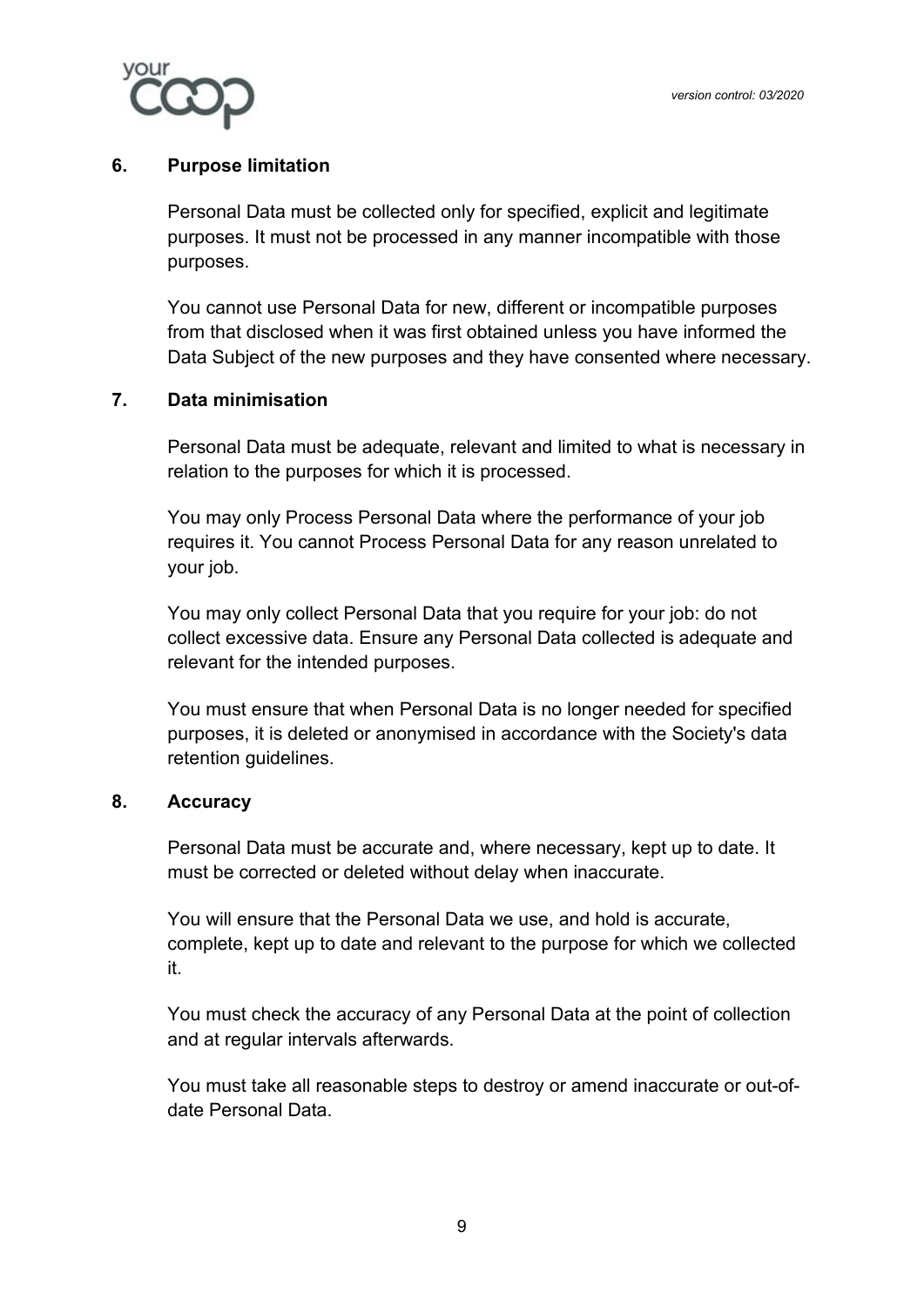## 6. Purpose limitation

Personal Data must be collected only for specified, explicit and legitimate purposes. It must not be processed in any manner incompatible with those purposes.

You cannot use Personal Data for new, different or incompatible purposes from that disclosed when it was first obtained unless you have informed the Data Subject of the new purposes and they have consented where necessary.

## 7. Data minimisation

Personal Data must be adequate, relevant and limited to what is necessary in relation to the purposes for which it is processed.

You may only Process Personal Data where the performance of your job requires it. You cannot Process Personal Data for any reason unrelated to your job.

You may only collect Personal Data that you require for your job: do not collect excessive data. Ensure any Personal Data collected is adequate and relevant for the intended purposes.

You must ensure that when Personal Data is no longer needed for specified purposes, it is deleted or anonymised in accordance with the Society's data retention guidelines.

## 8. Accuracy

Personal Data must be accurate and, where necessary, kept up to date. It must be corrected or deleted without delay when inaccurate.

You will ensure that the Personal Data we use, and hold is accurate, complete, kept up to date and relevant to the purpose for which we collected it.

You must check the accuracy of any Personal Data at the point of collection and at regular intervals afterwards.

You must take all reasonable steps to destroy or amend inaccurate or out-of-date Personal Data.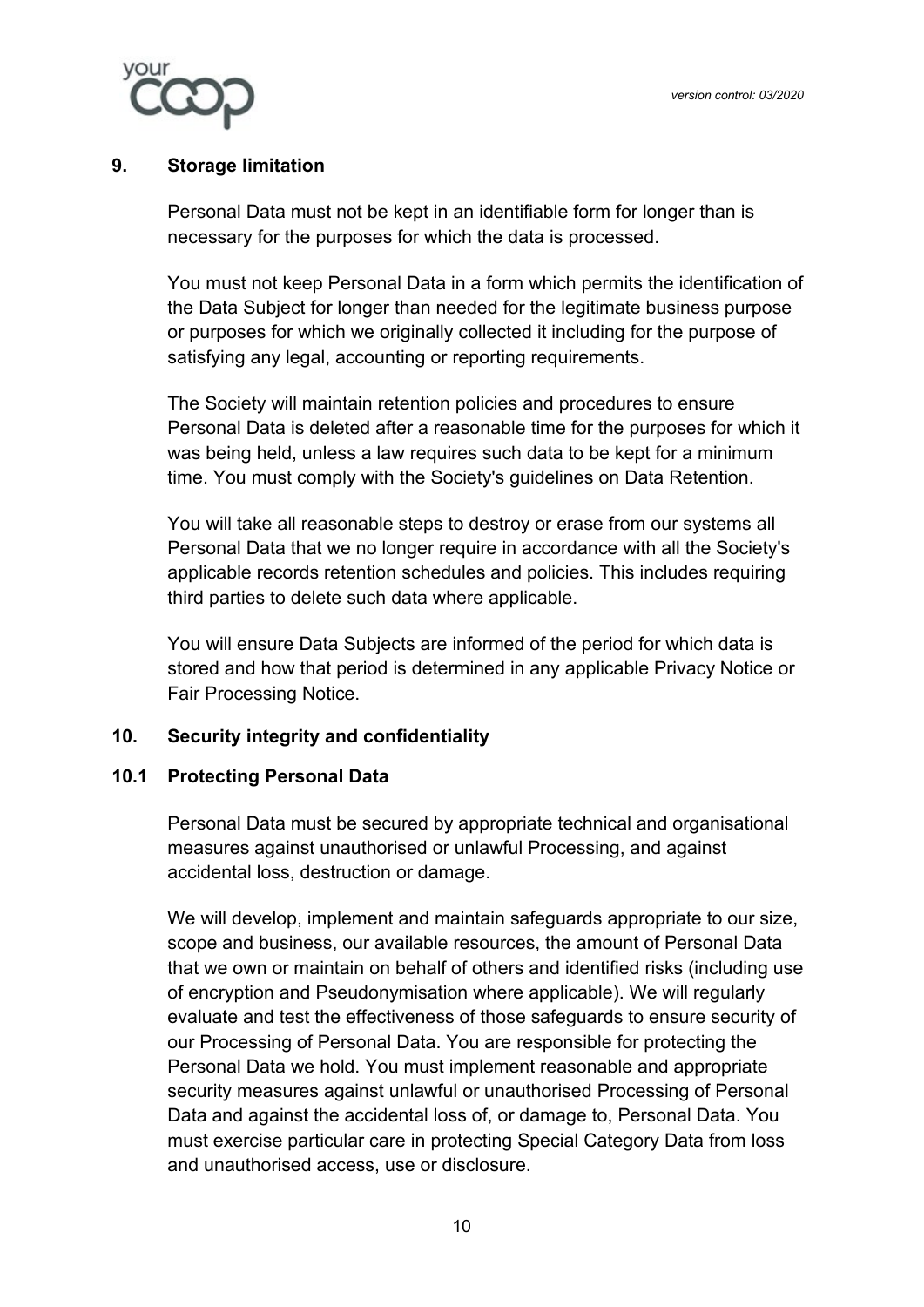## 9. Storage limitation

Personal Data must not be kept in an identifiable form for longer than is necessary for the purposes for which the data is processed.

You must not keep Personal Data in a form which permits the identification of the Data Subject for longer than needed for the legitimate business purpose or purposes for which we originally collected it including for the purpose of satisfying any legal, accounting or reporting requirements.

The Society will maintain retention policies and procedures to ensure Personal Data is deleted after a reasonable time for the purposes for which it was being held, unless a law requires such data to be kept for a minimum time. You must comply with the Society's guidelines on Data Retention.

You will take all reasonable steps to destroy or erase from our systems all Personal Data that we no longer require in accordance with all the Society's applicable records retention schedules and policies. This includes requiring third parties to delete such data where applicable.

You will ensure Data Subjects are informed of the period for which data is stored and how that period is determined in any applicable Privacy Notice or Fair Processing Notice.

## 10. Security integrity and confidentiality

### 10.1 Protecting Personal Data

Personal Data must be secured by appropriate technical and organisational measures against unauthorised or unlawful Processing, and against accidental loss, destruction or damage.

We will develop, implement and maintain safeguards appropriate to our size, scope and business, our available resources, the amount of Personal Data that we own or maintain on behalf of others and identified risks (including use of encryption and Pseudonymisation where applicable). We will regularly evaluate and test the effectiveness of those safeguards to ensure security of our Processing of Personal Data. You are responsible for protecting the Personal Data we hold. You must implement reasonable and appropriate security measures against unlawful or unauthorised Processing of Personal Data and against the accidental loss of, or damage to, Personal Data. You must exercise particular care in protecting Special Category Data from loss and unauthorised access, use or disclosure.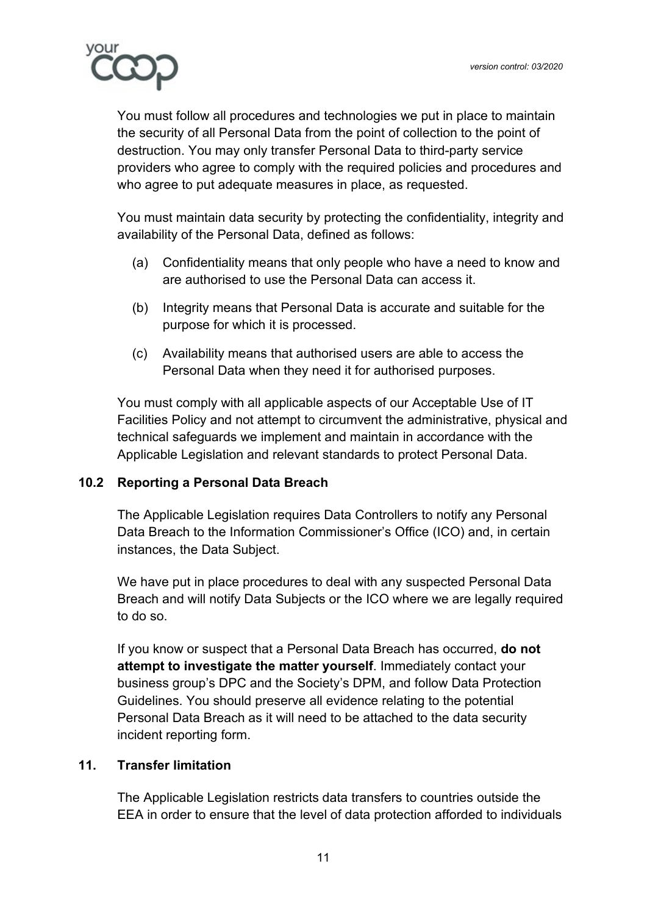You must follow all procedures and technologies we put in place to maintain the security of all Personal Data from the point of collection to the point of destruction. You may only transfer Personal Data to third-party service providers who agree to comply with the required policies and procedures and who agree to put adequate measures in place, as requested.

You must maintain data security by protecting the confidentiality, integrity and availability of the Personal Data, defined as follows:

(a) Confidentiality means that only people who have a need to know and are authorised to use the Personal Data can access it.

(b) Integrity means that Personal Data is accurate and suitable for the purpose for which it is processed.

(c) Availability means that authorised users are able to access the Personal Data when they need it for authorised purposes.

You must comply with all applicable aspects of our Acceptable Use of IT Facilities Policy and not attempt to circumvent the administrative, physical and technical safeguards we implement and maintain in accordance with the Applicable Legislation and relevant standards to protect Personal Data.

### 10.2 Reporting a Personal Data Breach

The Applicable Legislation requires Data Controllers to notify any Personal Data Breach to the Information Commissioner's Office (ICO) and, in certain instances, the Data Subject.

We have put in place procedures to deal with any suspected Personal Data Breach and will notify Data Subjects or the ICO where we are legally required to do so.

If you know or suspect that a Personal Data Breach has occurred, **do not attempt to investigate the matter yourself**. Immediately contact your business group's DPC and the Society's DPM, and follow Data Protection Guidelines. You should preserve all evidence relating to the potential Personal Data Breach as it will need to be attached to the data security incident reporting form.

## 11. Transfer limitation

The Applicable Legislation restricts data transfers to countries outside the EEA in order to ensure that the level of data protection afforded to individuals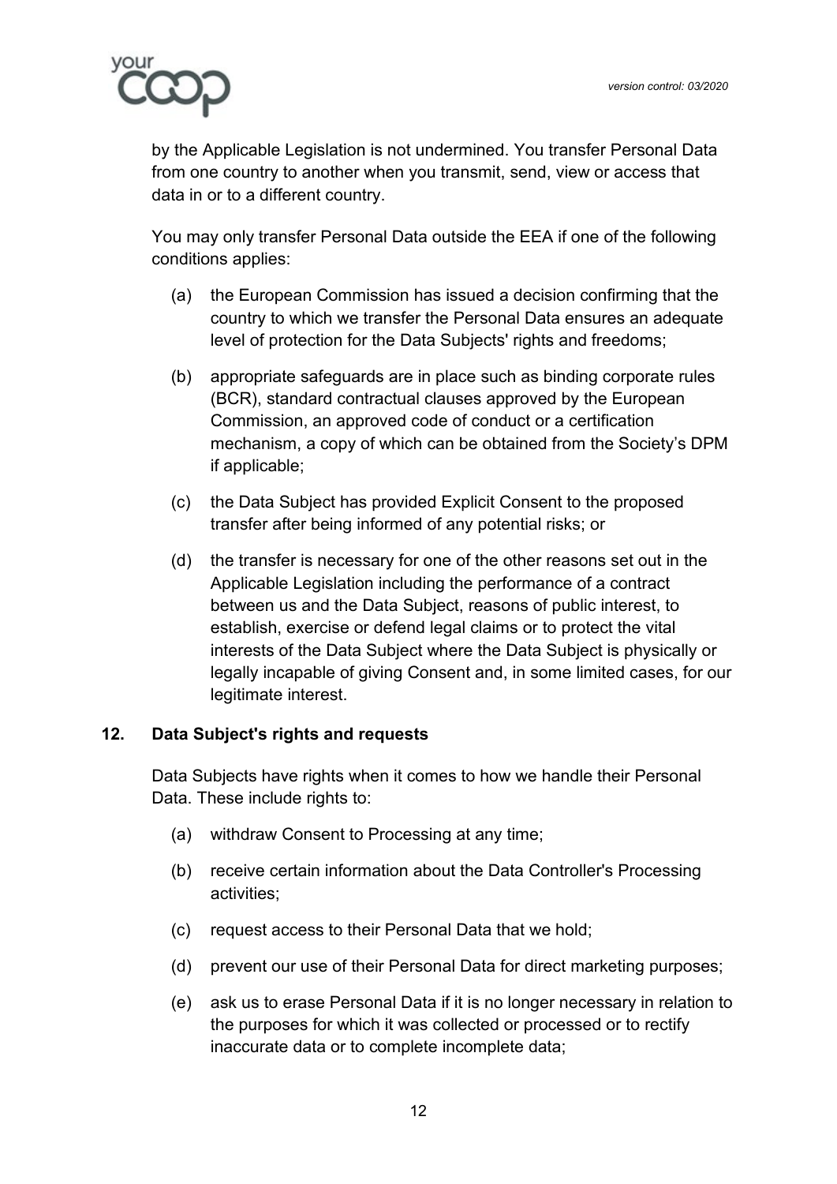by the Applicable Legislation is not undermined. You transfer Personal Data from one country to another when you transmit, send, view or access that data in or to a different country.

You may only transfer Personal Data outside the EEA if one of the following conditions applies:

(a) the European Commission has issued a decision confirming that the country to which we transfer the Personal Data ensures an adequate level of protection for the Data Subjects' rights and freedoms;

(b) appropriate safeguards are in place such as binding corporate rules (BCR), standard contractual clauses approved by the European Commission, an approved code of conduct or a certification mechanism, a copy of which can be obtained from the Society's DPM if applicable;

(c) the Data Subject has provided Explicit Consent to the proposed transfer after being informed of any potential risks; or

(d) the transfer is necessary for one of the other reasons set out in the Applicable Legislation including the performance of a contract between us and the Data Subject, reasons of public interest, to establish, exercise or defend legal claims or to protect the vital interests of the Data Subject where the Data Subject is physically or legally incapable of giving Consent and, in some limited cases, for our legitimate interest.

## 12. Data Subject's rights and requests

Data Subjects have rights when it comes to how we handle their Personal Data. These include rights to:

(a) withdraw Consent to Processing at any time;

(b) receive certain information about the Data Controller's Processing activities;

(c) request access to their Personal Data that we hold;

(d) prevent our use of their Personal Data for direct marketing purposes;

(e) ask us to erase Personal Data if it is no longer necessary in relation to the purposes for which it was collected or processed or to rectify inaccurate data or to complete incomplete data;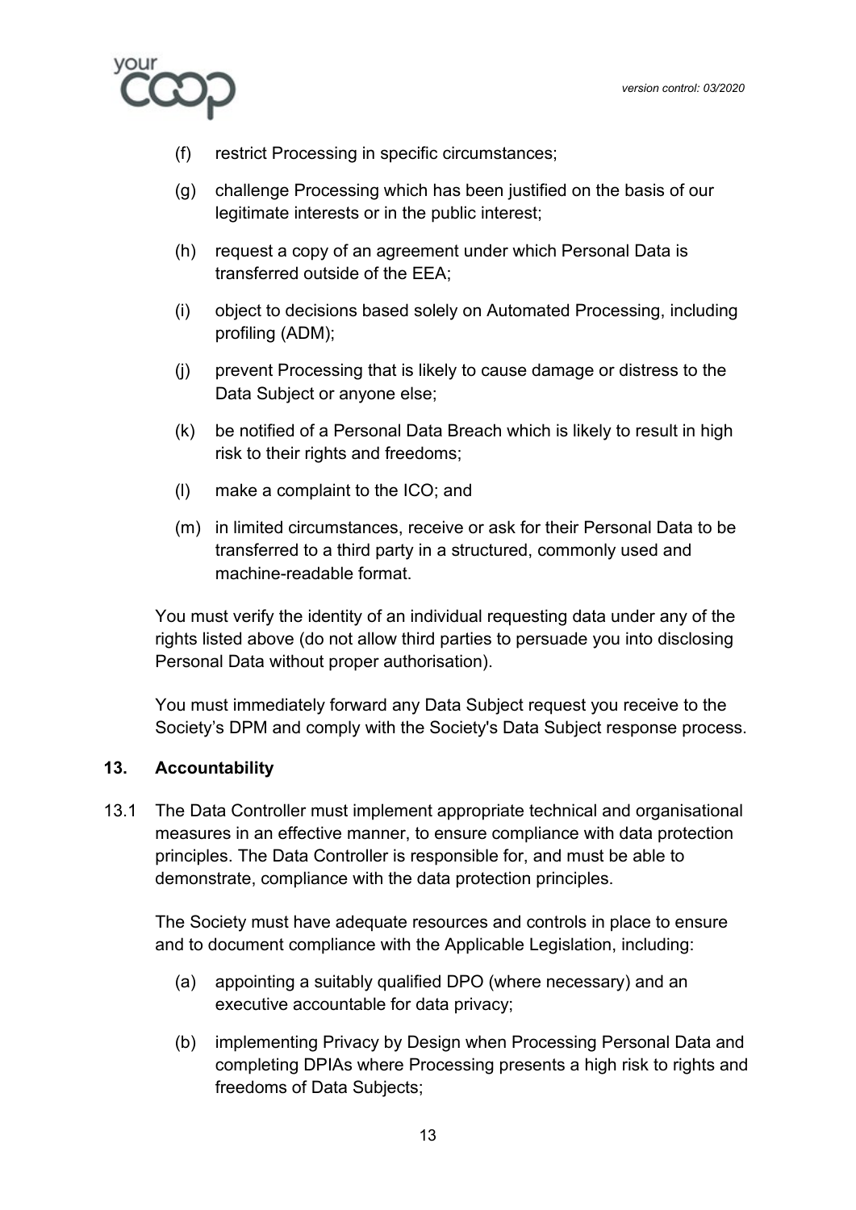(f) restrict Processing in specific circumstances;

(g) challenge Processing which has been justified on the basis of our legitimate interests or in the public interest;

(h) request a copy of an agreement under which Personal Data is transferred outside of the EEA;

(i) object to decisions based solely on Automated Processing, including profiling (ADM);

(j) prevent Processing that is likely to cause damage or distress to the Data Subject or anyone else;

(k) be notified of a Personal Data Breach which is likely to result in high risk to their rights and freedoms;

(l) make a complaint to the ICO; and

(m) in limited circumstances, receive or ask for their Personal Data to be transferred to a third party in a structured, commonly used and machine-readable format.

You must verify the identity of an individual requesting data under any of the rights listed above (do not allow third parties to persuade you into disclosing Personal Data without proper authorisation).

You must immediately forward any Data Subject request you receive to the Society's DPM and comply with the Society's Data Subject response process.

## 13. Accountability

13.1 The Data Controller must implement appropriate technical and organisational measures in an effective manner, to ensure compliance with data protection principles. The Data Controller is responsible for, and must be able to demonstrate, compliance with the data protection principles.

The Society must have adequate resources and controls in place to ensure and to document compliance with the Applicable Legislation, including:

(a) appointing a suitably qualified DPO (where necessary) and an executive accountable for data privacy;

(b) implementing Privacy by Design when Processing Personal Data and completing DPIAs where Processing presents a high risk to rights and freedoms of Data Subjects;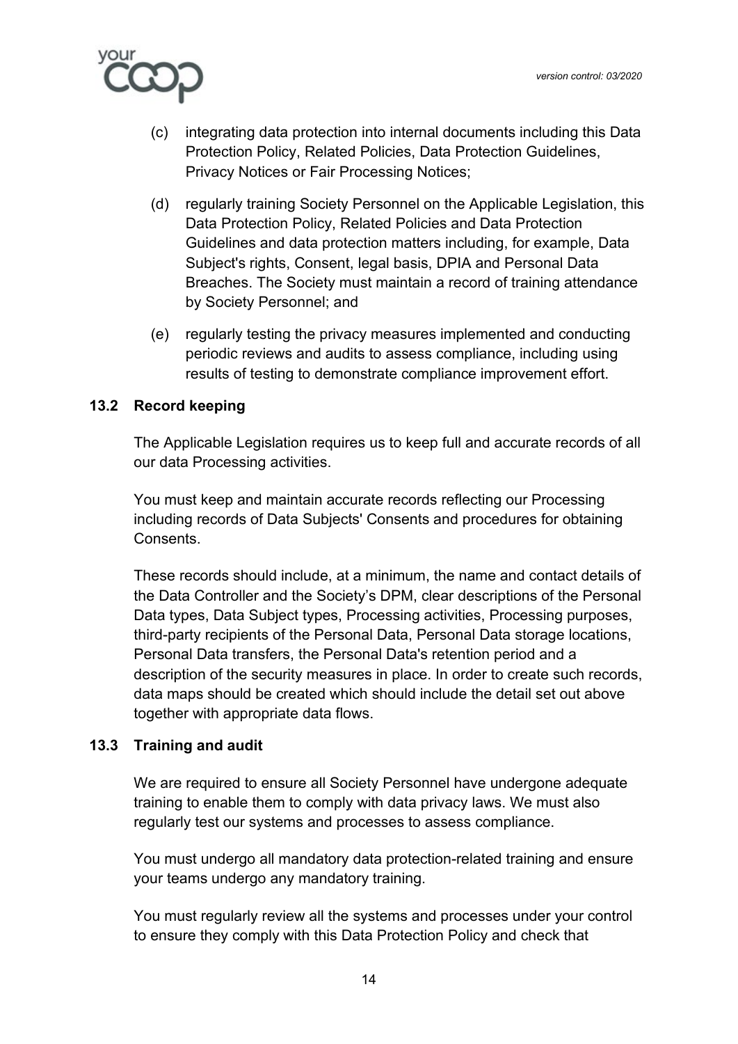(c) integrating data protection into internal documents including this Data Protection Policy, Related Policies, Data Protection Guidelines, Privacy Notices or Fair Processing Notices;

(d) regularly training Society Personnel on the Applicable Legislation, this Data Protection Policy, Related Policies and Data Protection Guidelines and data protection matters including, for example, Data Subject's rights, Consent, legal basis, DPIA and Personal Data Breaches. The Society must maintain a record of training attendance by Society Personnel; and

(e) regularly testing the privacy measures implemented and conducting periodic reviews and audits to assess compliance, including using results of testing to demonstrate compliance improvement effort.

### 13.2 Record keeping

The Applicable Legislation requires us to keep full and accurate records of all our data Processing activities.

You must keep and maintain accurate records reflecting our Processing including records of Data Subjects' Consents and procedures for obtaining Consents.

These records should include, at a minimum, the name and contact details of the Data Controller and the Society's DPM, clear descriptions of the Personal Data types, Data Subject types, Processing activities, Processing purposes, third-party recipients of the Personal Data, Personal Data storage locations, Personal Data transfers, the Personal Data's retention period and a description of the security measures in place. In order to create such records, data maps should be created which should include the detail set out above together with appropriate data flows.

### 13.3 Training and audit

We are required to ensure all Society Personnel have undergone adequate training to enable them to comply with data privacy laws. We must also regularly test our systems and processes to assess compliance.

You must undergo all mandatory data protection-related training and ensure your teams undergo any mandatory training.

You must regularly review all the systems and processes under your control to ensure they comply with this Data Protection Policy and check that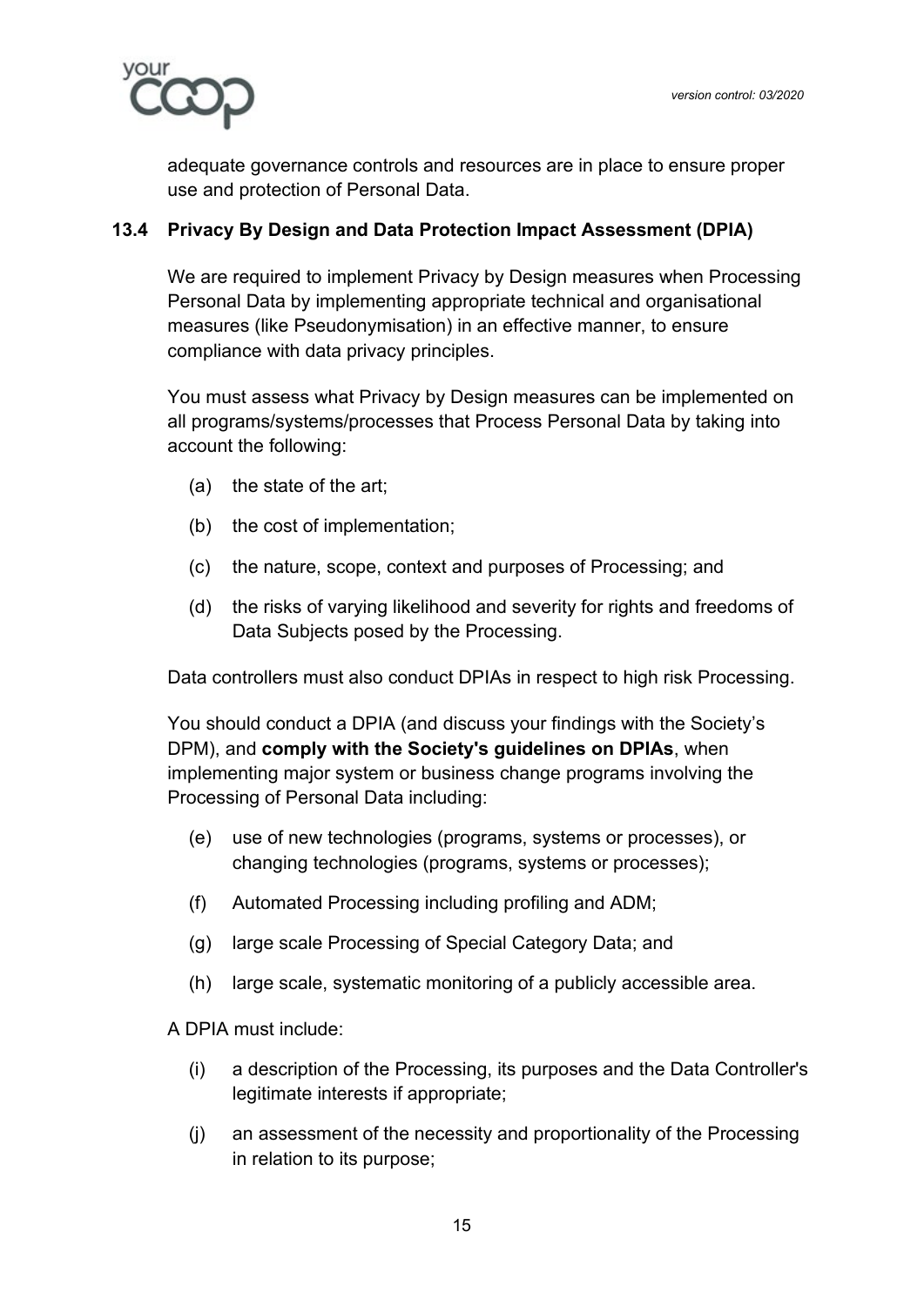adequate governance controls and resources are in place to ensure proper use and protection of Personal Data.

### 13.4 Privacy By Design and Data Protection Impact Assessment (DPIA)

We are required to implement Privacy by Design measures when Processing Personal Data by implementing appropriate technical and organisational measures (like Pseudonymisation) in an effective manner, to ensure compliance with data privacy principles.

You must assess what Privacy by Design measures can be implemented on all programs/systems/processes that Process Personal Data by taking into account the following:

(a) the state of the art;

(b) the cost of implementation;

(c) the nature, scope, context and purposes of Processing; and

(d) the risks of varying likelihood and severity for rights and freedoms of Data Subjects posed by the Processing.

Data controllers must also conduct DPIAs in respect to high risk Processing.

You should conduct a DPIA (and discuss your findings with the Society's DPM), and **comply with the Society's guidelines on DPIAs**, when implementing major system or business change programs involving the Processing of Personal Data including:

(e) use of new technologies (programs, systems or processes), or changing technologies (programs, systems or processes);

(f) Automated Processing including profiling and ADM;

(g) large scale Processing of Special Category Data; and

(h) large scale, systematic monitoring of a publicly accessible area.

A DPIA must include:

(i) a description of the Processing, its purposes and the Data Controller's legitimate interests if appropriate;

(j) an assessment of the necessity and proportionality of the Processing in relation to its purpose;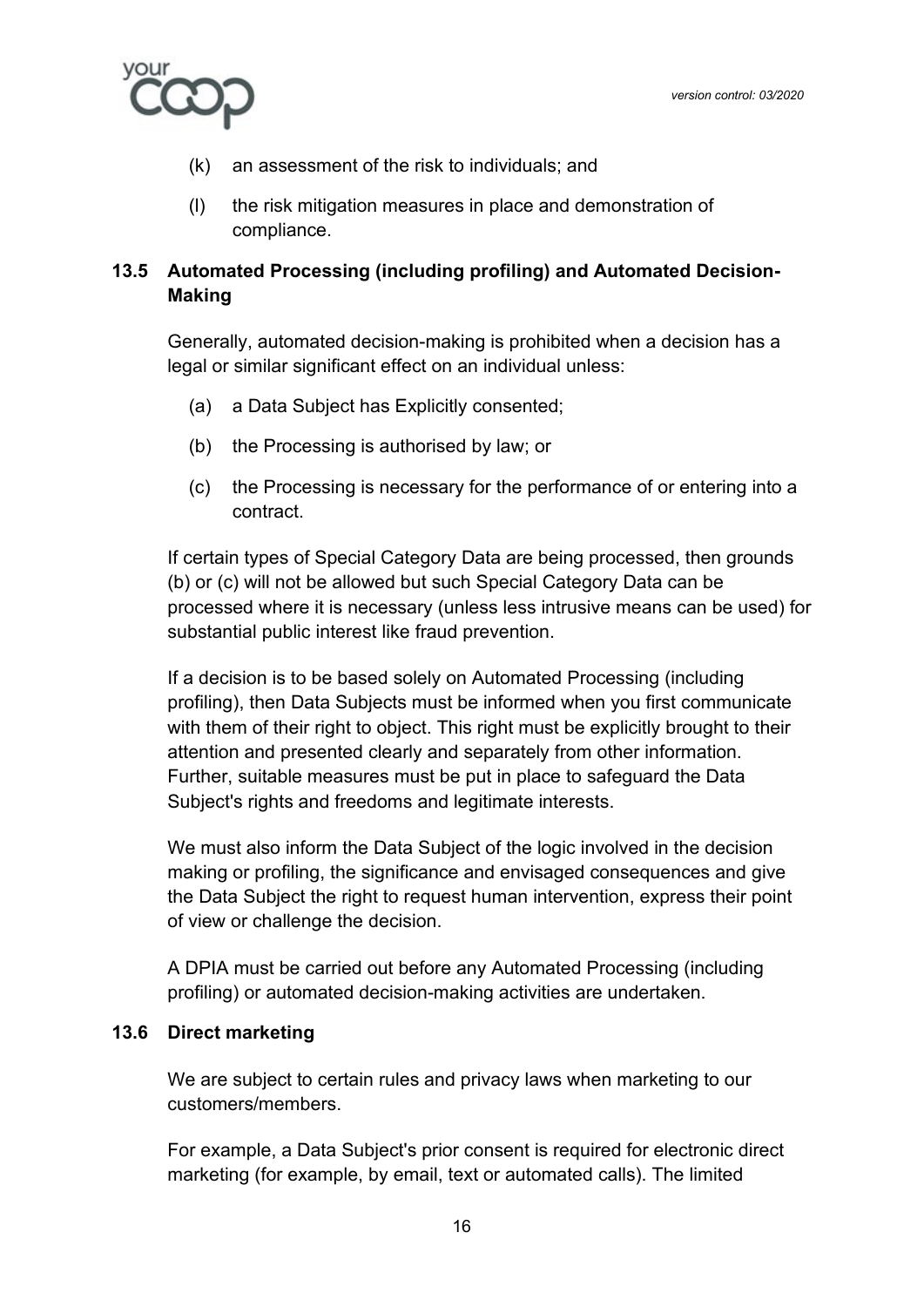(k) an assessment of the risk to individuals; and

(l) the risk mitigation measures in place and demonstration of compliance.

### 13.5 Automated Processing (including profiling) and Automated Decision-Making

Generally, automated decision-making is prohibited when a decision has a legal or similar significant effect on an individual unless:

(a) a Data Subject has Explicitly consented;

(b) the Processing is authorised by law; or

(c) the Processing is necessary for the performance of or entering into a contract.

If certain types of Special Category Data are being processed, then grounds (b) or (c) will not be allowed but such Special Category Data can be processed where it is necessary (unless less intrusive means can be used) for substantial public interest like fraud prevention.

If a decision is to be based solely on Automated Processing (including profiling), then Data Subjects must be informed when you first communicate with them of their right to object. This right must be explicitly brought to their attention and presented clearly and separately from other information. Further, suitable measures must be put in place to safeguard the Data Subject's rights and freedoms and legitimate interests.

We must also inform the Data Subject of the logic involved in the decision making or profiling, the significance and envisaged consequences and give the Data Subject the right to request human intervention, express their point of view or challenge the decision.

A DPIA must be carried out before any Automated Processing (including profiling) or automated decision-making activities are undertaken.

### 13.6 Direct marketing

We are subject to certain rules and privacy laws when marketing to our customers/members.

For example, a Data Subject's prior consent is required for electronic direct marketing (for example, by email, text or automated calls). The limited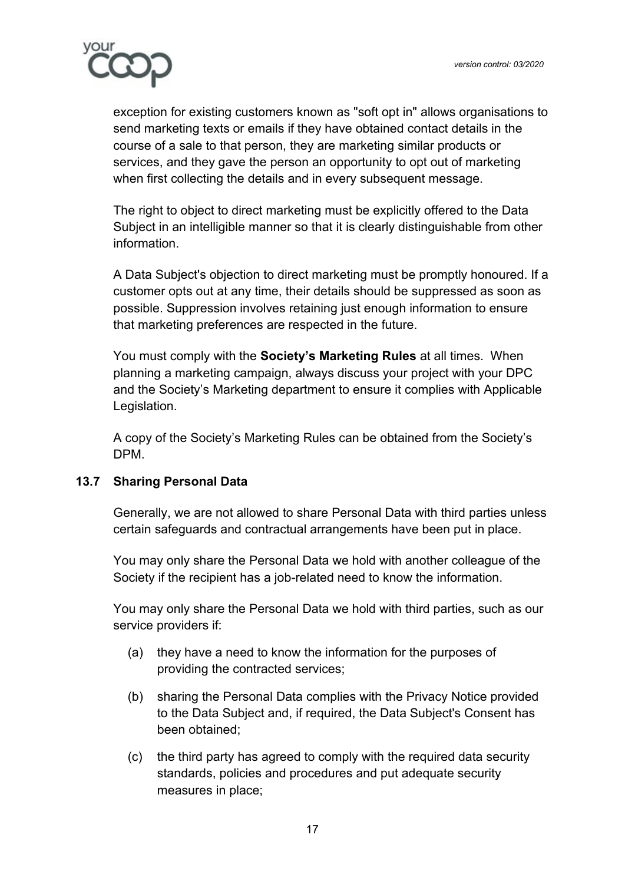exception for existing customers known as "soft opt in" allows organisations to send marketing texts or emails if they have obtained contact details in the course of a sale to that person, they are marketing similar products or services, and they gave the person an opportunity to opt out of marketing when first collecting the details and in every subsequent message.

The right to object to direct marketing must be explicitly offered to the Data Subject in an intelligible manner so that it is clearly distinguishable from other information.

A Data Subject's objection to direct marketing must be promptly honoured. If a customer opts out at any time, their details should be suppressed as soon as possible. Suppression involves retaining just enough information to ensure that marketing preferences are respected in the future.

You must comply with the **Society's Marketing Rules** at all times. When planning a marketing campaign, always discuss your project with your DPC and the Society's Marketing department to ensure it complies with Applicable Legislation.

A copy of the Society's Marketing Rules can be obtained from the Society's DPM.

### 13.7 Sharing Personal Data

Generally, we are not allowed to share Personal Data with third parties unless certain safeguards and contractual arrangements have been put in place.

You may only share the Personal Data we hold with another colleague of the Society if the recipient has a job-related need to know the information.

You may only share the Personal Data we hold with third parties, such as our service providers if:

(a) they have a need to know the information for the purposes of providing the contracted services;

(b) sharing the Personal Data complies with the Privacy Notice provided to the Data Subject and, if required, the Data Subject's Consent has been obtained;

(c) the third party has agreed to comply with the required data security standards, policies and procedures and put adequate security measures in place;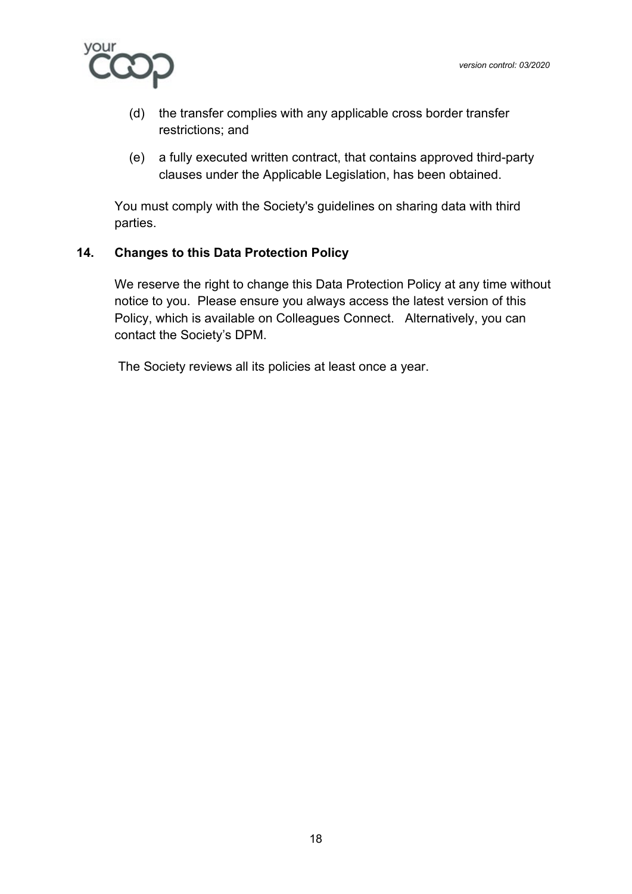(d) the transfer complies with any applicable cross border transfer restrictions; and

(e) a fully executed written contract, that contains approved third-party clauses under the Applicable Legislation, has been obtained.

You must comply with the Society's guidelines on sharing data with third parties.

## 14. Changes to this Data Protection Policy

We reserve the right to change this Data Protection Policy at any time without notice to you. Please ensure you always access the latest version of this Policy, which is available on Colleagues Connect. Alternatively, you can contact the Society's DPM.

The Society reviews all its policies at least once a year.